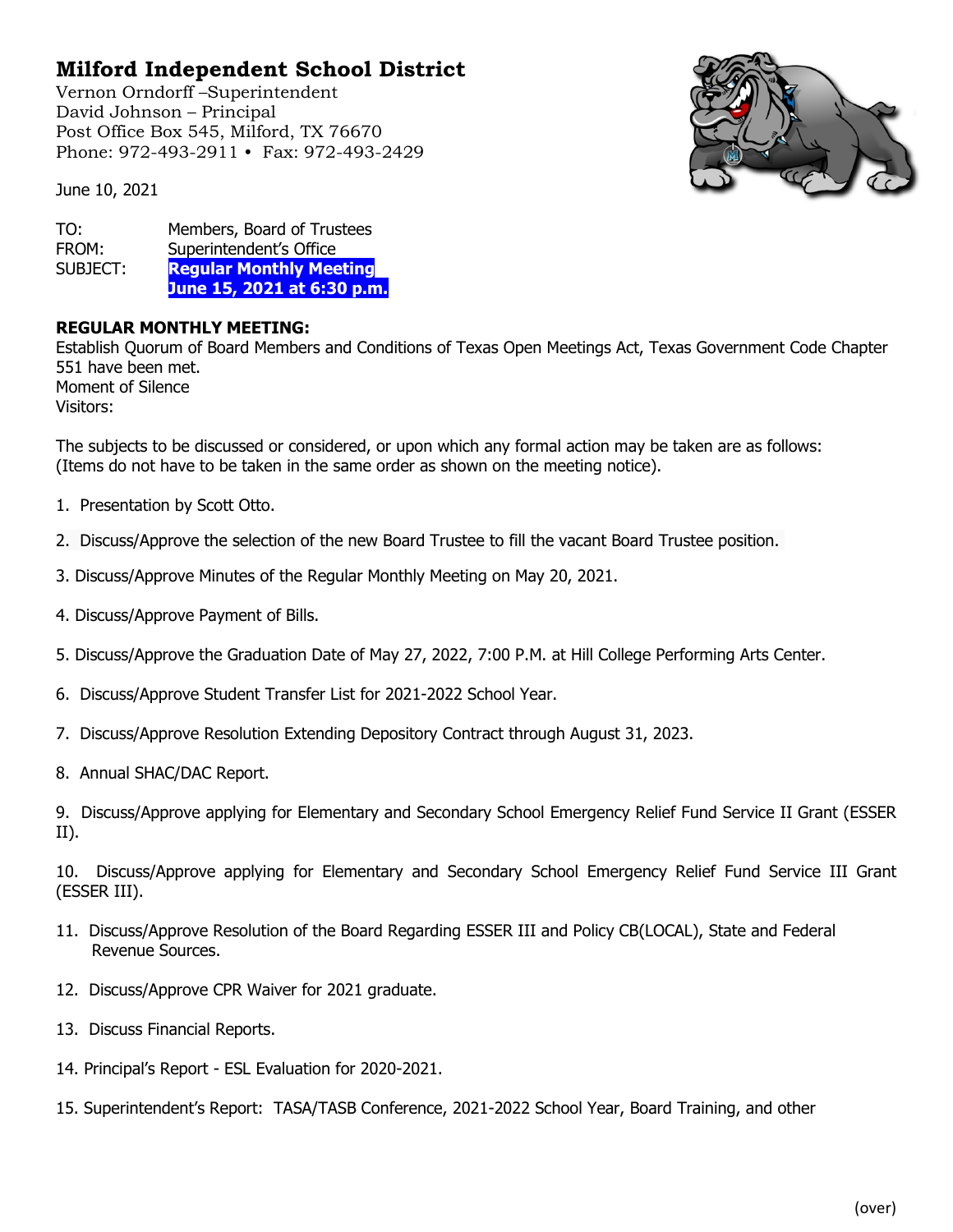# Milford Independent School District

Vernon Orndorff –Superintendent
David Johnson – Principal
Post Office Box 545, Milford, TX 76670
Phone: 972-493-2911 • Fax: 972-493-2429

June 10, 2021

TO: Members, Board of Trustees
FROM: Superintendent's Office
SUBJECT: **Regular Monthly Meeting June 15, 2021 at 6:30 p.m.**

**REGULAR MONTHLY MEETING:**
Establish Quorum of Board Members and Conditions of Texas Open Meetings Act, Texas Government Code Chapter 551 have been met.
Moment of Silence
Visitors:

The subjects to be discussed or considered, or upon which any formal action may be taken are as follows: (Items do not have to be taken in the same order as shown on the meeting notice).

1. Presentation by Scott Otto.
2. Discuss/Approve the selection of the new Board Trustee to fill the vacant Board Trustee position.
3. Discuss/Approve Minutes of the Regular Monthly Meeting on May 20, 2021.
4. Discuss/Approve Payment of Bills.
5. Discuss/Approve the Graduation Date of May 27, 2022, 7:00 P.M. at Hill College Performing Arts Center.
6. Discuss/Approve Student Transfer List for 2021-2022 School Year.
7. Discuss/Approve Resolution Extending Depository Contract through August 31, 2023.
8. Annual SHAC/DAC Report.
9. Discuss/Approve applying for Elementary and Secondary School Emergency Relief Fund Service II Grant (ESSER II).
10. Discuss/Approve applying for Elementary and Secondary School Emergency Relief Fund Service III Grant (ESSER III).
11. Discuss/Approve Resolution of the Board Regarding ESSER III and Policy CB(LOCAL), State and Federal Revenue Sources.
12. Discuss/Approve CPR Waiver for 2021 graduate.
13. Discuss Financial Reports.
14. Principal's Report - ESL Evaluation for 2020-2021.
15. Superintendent's Report: TASA/TASB Conference, 2021-2022 School Year, Board Training, and other

(over)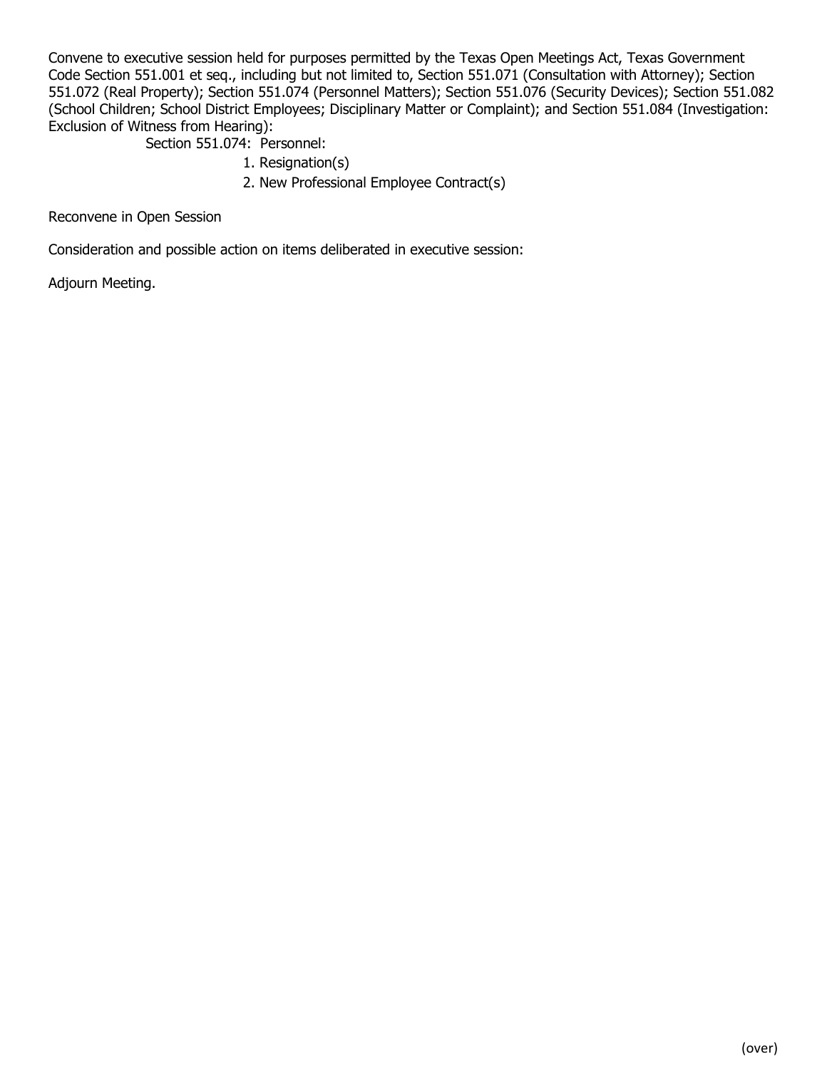Convene to executive session held for purposes permitted by the Texas Open Meetings Act, Texas Government Code Section 551.001 et seq., including but not limited to, Section 551.071 (Consultation with Attorney); Section 551.072 (Real Property); Section 551.074 (Personnel Matters); Section 551.076 (Security Devices); Section 551.082 (School Children; School District Employees; Disciplinary Matter or Complaint); and Section 551.084 (Investigation: Exclusion of Witness from Hearing):

Section 551.074: Personnel:

1. Resignation(s)
2. New Professional Employee Contract(s)

Reconvene in Open Session

Consideration and possible action on items deliberated in executive session:

Adjourn Meeting.

(over)